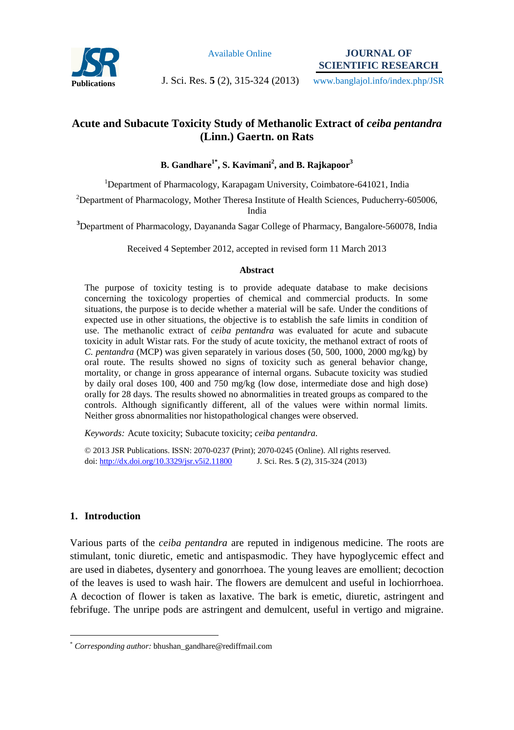# Acute and Subacute Toxicity Study of Methanolic Extract of *ceiba pentandra* (Linn.) Gaertn. on Rats

**B. Gandhare[1*], S. Kavimani[2], and B. Rajkapoor[3]**

[1]Department of Pharmacology, Karapagam University, Coimbatore-641021, India

[2]Department of Pharmacology, Mother Theresa Institute of Health Sciences, Puducherry-605006, India

[3]Department of Pharmacology, Dayananda Sagar College of Pharmacy, Bangalore-560078, India

Received 4 September 2012, accepted in revised form 11 March 2013

### Abstract

The purpose of toxicity testing is to provide adequate database to make decisions concerning the toxicology properties of chemical and commercial products. In some situations, the purpose is to decide whether a material will be safe. Under the conditions of expected use in other situations, the objective is to establish the safe limits in condition of use. The methanolic extract of *ceiba pentandra* was evaluated for acute and subacute toxicity in adult Wistar rats. For the study of acute toxicity, the methanol extract of roots of *C. pentandra* (MCP) was given separately in various doses (50, 500, 1000, 2000 mg/kg) by oral route. The results showed no signs of toxicity such as general behavior change, mortality, or change in gross appearance of internal organs. Subacute toxicity was studied by daily oral doses 100, 400 and 750 mg/kg (low dose, intermediate dose and high dose) orally for 28 days. The results showed no abnormalities in treated groups as compared to the controls. Although significantly different, all of the values were within normal limits. Neither gross abnormalities nor histopathological changes were observed.

*Keywords:* Acute toxicity; Subacute toxicity; *ceiba pentandra.*

© 2013 JSR Publications. ISSN: 2070-0237 (Print); 2070-0245 (Online). All rights reserved.
doi: http://dx.doi.org/10.3329/jsr.v5i2.11800 J. Sci. Res. **5** (2), 315-324 (2013)

## 1. Introduction

Various parts of the *ceiba pentandra* are reputed in indigenous medicine. The roots are stimulant, tonic diuretic, emetic and antispasmodic. They have hypoglycemic effect and are used in diabetes, dysentery and gonorrhoea. The young leaves are emollient; decoction of the leaves is used to wash hair. The flowers are demulcent and useful in lochiorrhoea. A decoction of flower is taken as laxative. The bark is emetic, diuretic, astringent and febrifuge. The unripe pods are astringent and demulcent, useful in vertigo and migraine.

[*] *Corresponding author:* bhushan_gandhare@rediffmail.com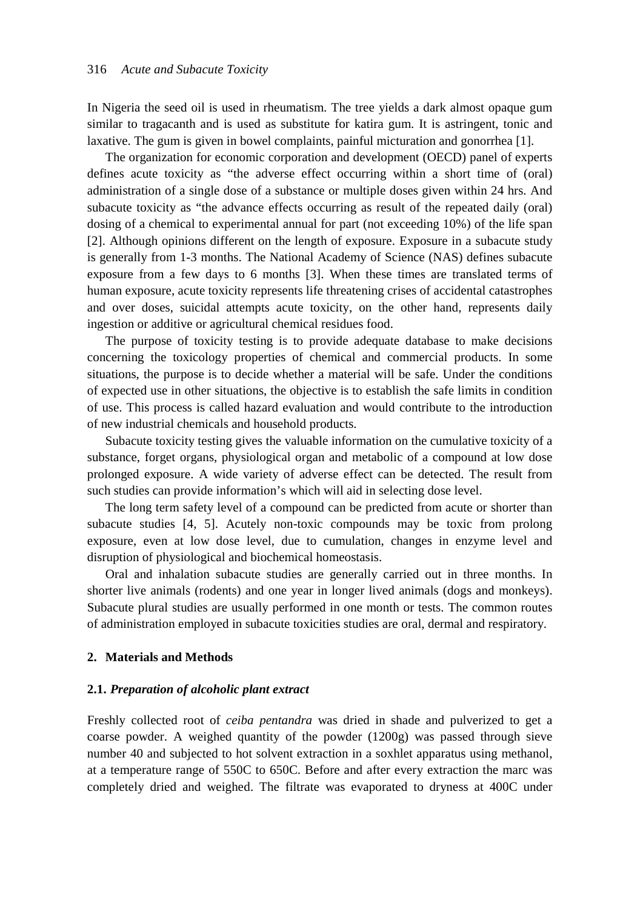In Nigeria the seed oil is used in rheumatism. The tree yields a dark almost opaque gum similar to tragacanth and is used as substitute for katira gum. It is astringent, tonic and laxative. The gum is given in bowel complaints, painful micturation and gonorrhea [1].

The organization for economic corporation and development (OECD) panel of experts defines acute toxicity as "the adverse effect occurring within a short time of (oral) administration of a single dose of a substance or multiple doses given within 24 hrs. And subacute toxicity as "the advance effects occurring as result of the repeated daily (oral) dosing of a chemical to experimental annual for part (not exceeding 10%) of the life span [2]. Although opinions different on the length of exposure. Exposure in a subacute study is generally from 1-3 months. The National Academy of Science (NAS) defines subacute exposure from a few days to 6 months [3]. When these times are translated terms of human exposure, acute toxicity represents life threatening crises of accidental catastrophes and over doses, suicidal attempts acute toxicity, on the other hand, represents daily ingestion or additive or agricultural chemical residues food.

The purpose of toxicity testing is to provide adequate database to make decisions concerning the toxicology properties of chemical and commercial products. In some situations, the purpose is to decide whether a material will be safe. Under the conditions of expected use in other situations, the objective is to establish the safe limits in condition of use. This process is called hazard evaluation and would contribute to the introduction of new industrial chemicals and household products.

Subacute toxicity testing gives the valuable information on the cumulative toxicity of a substance, forget organs, physiological organ and metabolic of a compound at low dose prolonged exposure. A wide variety of adverse effect can be detected. The result from such studies can provide information's which will aid in selecting dose level.

The long term safety level of a compound can be predicted from acute or shorter than subacute studies [4, 5]. Acutely non-toxic compounds may be toxic from prolong exposure, even at low dose level, due to cumulation, changes in enzyme level and disruption of physiological and biochemical homeostasis.

Oral and inhalation subacute studies are generally carried out in three months. In shorter live animals (rodents) and one year in longer lived animals (dogs and monkeys). Subacute plural studies are usually performed in one month or tests. The common routes of administration employed in subacute toxicities studies are oral, dermal and respiratory.

## 2. Materials and Methods

### 2.1. *Preparation of alcoholic plant extract*

Freshly collected root of *ceiba pentandra* was dried in shade and pulverized to get a coarse powder. A weighed quantity of the powder (1200g) was passed through sieve number 40 and subjected to hot solvent extraction in a soxhlet apparatus using methanol, at a temperature range of 550C to 650C. Before and after every extraction the marc was completely dried and weighed. The filtrate was evaporated to dryness at 400C under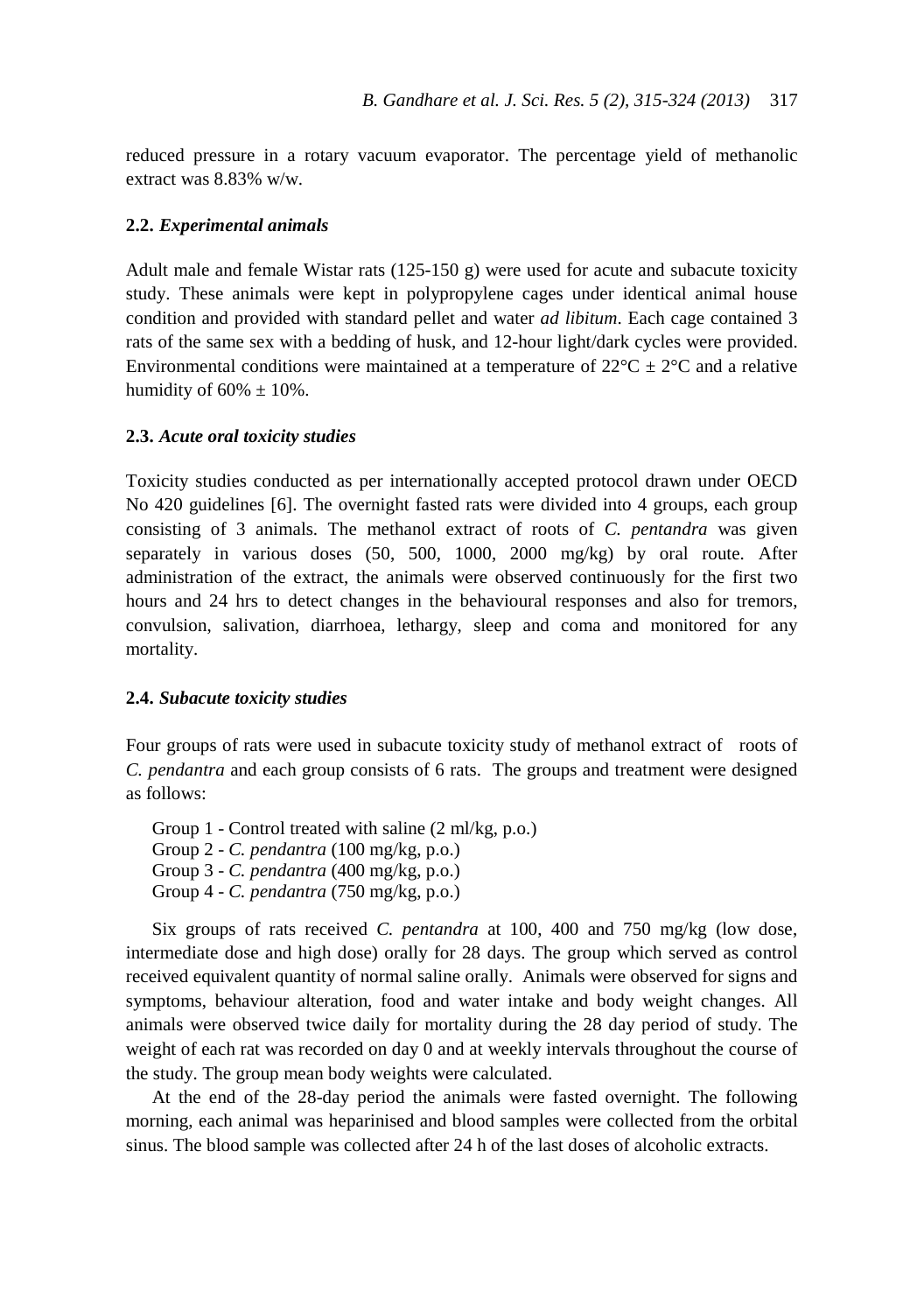reduced pressure in a rotary vacuum evaporator. The percentage yield of methanolic extract was 8.83% w/w.

### 2.2. *Experimental animals*

Adult male and female Wistar rats (125-150 g) were used for acute and subacute toxicity study. These animals were kept in polypropylene cages under identical animal house condition and provided with standard pellet and water *ad libitum*. Each cage contained 3 rats of the same sex with a bedding of husk, and 12-hour light/dark cycles were provided. Environmental conditions were maintained at a temperature of 22°C ± 2°C and a relative humidity of 60% ± 10%.

### 2.3. *Acute oral toxicity studies*

Toxicity studies conducted as per internationally accepted protocol drawn under OECD No 420 guidelines [6]. The overnight fasted rats were divided into 4 groups, each group consisting of 3 animals. The methanol extract of roots of *C. pentandra* was given separately in various doses (50, 500, 1000, 2000 mg/kg) by oral route. After administration of the extract, the animals were observed continuously for the first two hours and 24 hrs to detect changes in the behavioural responses and also for tremors, convulsion, salivation, diarrhoea, lethargy, sleep and coma and monitored for any mortality.

### 2.4. *Subacute toxicity studies*

Four groups of rats were used in subacute toxicity study of methanol extract of roots of *C. pendantra* and each group consists of 6 rats. The groups and treatment were designed as follows:

Group 1 - Control treated with saline (2 ml/kg, p.o.)
Group 2 - *C. pendantra* (100 mg/kg, p.o.)
Group 3 - *C. pendantra* (400 mg/kg, p.o.)
Group 4 - *C. pendantra* (750 mg/kg, p.o.)

Six groups of rats received *C. pentandra* at 100, 400 and 750 mg/kg (low dose, intermediate dose and high dose) orally for 28 days. The group which served as control received equivalent quantity of normal saline orally. Animals were observed for signs and symptoms, behaviour alteration, food and water intake and body weight changes. All animals were observed twice daily for mortality during the 28 day period of study. The weight of each rat was recorded on day 0 and at weekly intervals throughout the course of the study. The group mean body weights were calculated.

At the end of the 28-day period the animals were fasted overnight. The following morning, each animal was heparinised and blood samples were collected from the orbital sinus. The blood sample was collected after 24 h of the last doses of alcoholic extracts.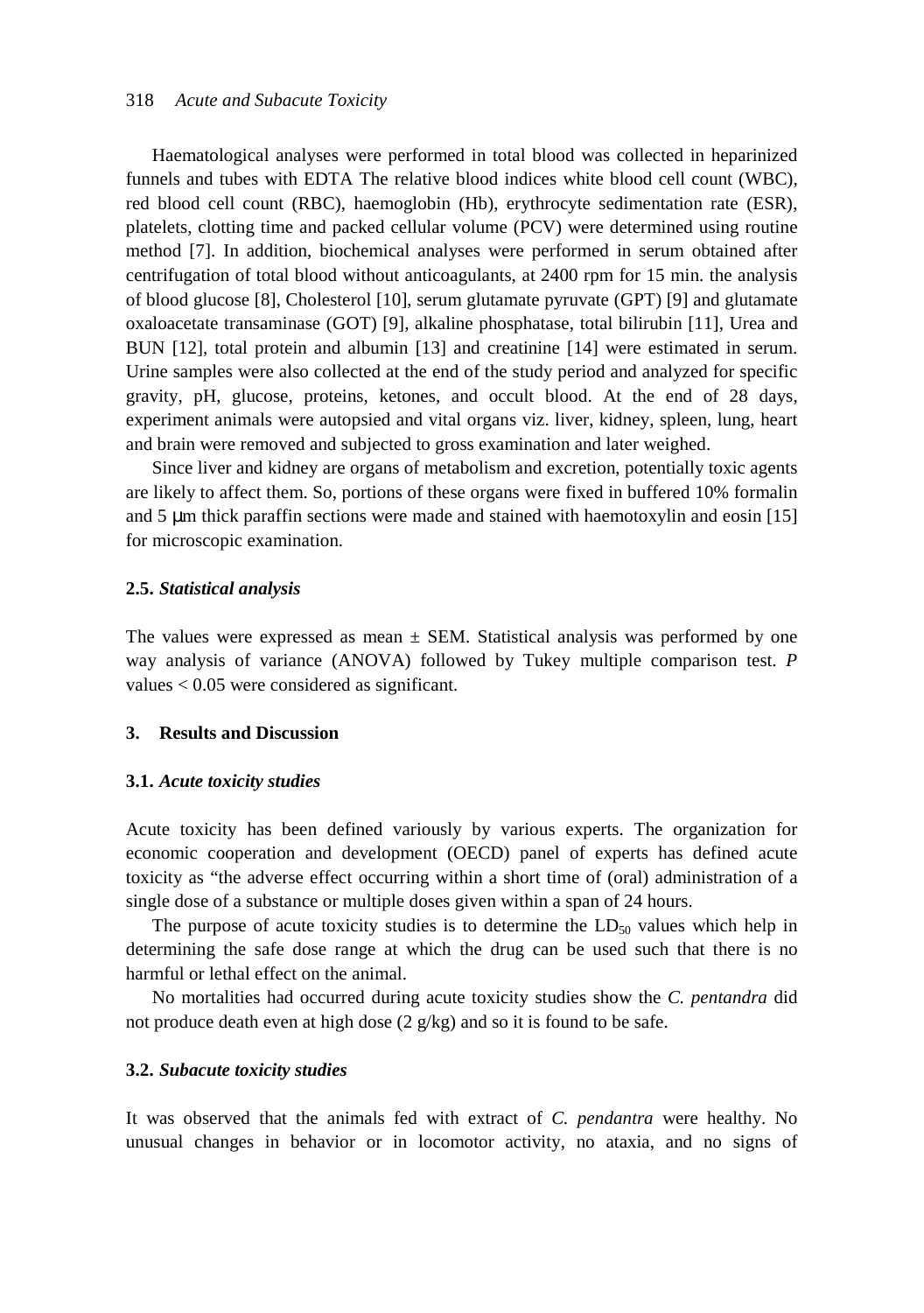Haematological analyses were performed in total blood was collected in heparinized funnels and tubes with EDTA The relative blood indices white blood cell count (WBC), red blood cell count (RBC), haemoglobin (Hb), erythrocyte sedimentation rate (ESR), platelets, clotting time and packed cellular volume (PCV) were determined using routine method [7]. In addition, biochemical analyses were performed in serum obtained after centrifugation of total blood without anticoagulants, at 2400 rpm for 15 min. the analysis of blood glucose [8], Cholesterol [10], serum glutamate pyruvate (GPT) [9] and glutamate oxaloacetate transaminase (GOT) [9], alkaline phosphatase, total bilirubin [11], Urea and BUN [12], total protein and albumin [13] and creatinine [14] were estimated in serum. Urine samples were also collected at the end of the study period and analyzed for specific gravity, pH, glucose, proteins, ketones, and occult blood. At the end of 28 days, experiment animals were autopsied and vital organs viz. liver, kidney, spleen, lung, heart and brain were removed and subjected to gross examination and later weighed.

Since liver and kidney are organs of metabolism and excretion, potentially toxic agents are likely to affect them. So, portions of these organs were fixed in buffered 10% formalin and 5 μm thick paraffin sections were made and stained with haemotoxylin and eosin [15] for microscopic examination.

### 2.5. *Statistical analysis*

The values were expressed as mean ± SEM. Statistical analysis was performed by one way analysis of variance (ANOVA) followed by Tukey multiple comparison test. *P* values < 0.05 were considered as significant.

## 3. Results and Discussion

### 3.1. *Acute toxicity studies*

Acute toxicity has been defined variously by various experts. The organization for economic cooperation and development (OECD) panel of experts has defined acute toxicity as "the adverse effect occurring within a short time of (oral) administration of a single dose of a substance or multiple doses given within a span of 24 hours.

The purpose of acute toxicity studies is to determine the $LD_{50}$ values which help in determining the safe dose range at which the drug can be used such that there is no harmful or lethal effect on the animal.

No mortalities had occurred during acute toxicity studies show the *C. pentandra* did not produce death even at high dose (2 g/kg) and so it is found to be safe.

### 3.2. *Subacute toxicity studies*

It was observed that the animals fed with extract of *C. pendantra* were healthy. No unusual changes in behavior or in locomotor activity, no ataxia, and no signs of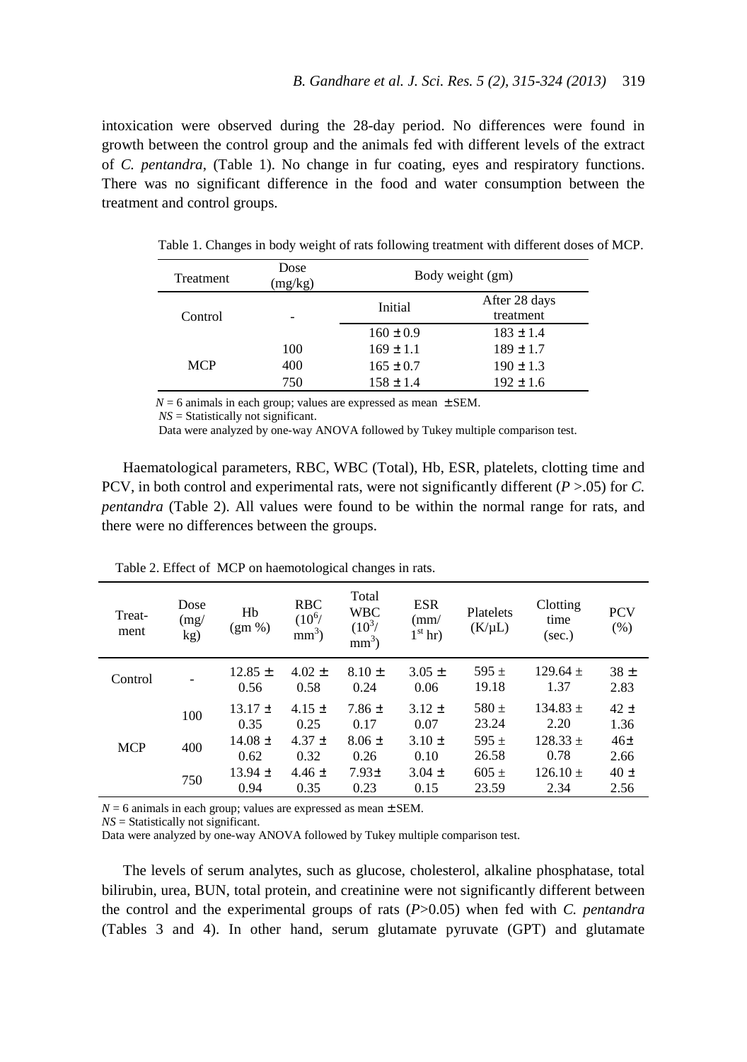intoxication were observed during the 28-day period. No differences were found in growth between the control group and the animals fed with different levels of the extract of *C. pentandra*, (Table 1). No change in fur coating, eyes and respiratory functions. There was no significant difference in the food and water consumption between the treatment and control groups.

Table 1. Changes in body weight of rats following treatment with different doses of MCP.

| Treatment | Dose (mg/kg) | Body weight (gm) | |
|---|---|---|---|
| | | Initial | After 28 days treatment |
| Control | - | 160 ± 0.9 | 183 ± 1.4 |
| MCP | 100 | 169 ± 1.1 | 189 ± 1.7 |
| | 400 | 165 ± 0.7 | 190 ± 1.3 |
| | 750 | 158 ± 1.4 | 192 ± 1.6 |

$N = 6$ animals in each group; values are expressed as mean ± SEM.
*NS* = Statistically not significant.
Data were analyzed by one-way ANOVA followed by Tukey multiple comparison test.

Haematological parameters, RBC, WBC (Total), Hb, ESR, platelets, clotting time and PCV, in both control and experimental rats, were not significantly different ($P > .05$) for *C. pentandra* (Table 2). All values were found to be within the normal range for rats, and there were no differences between the groups.

Table 2. Effect of MCP on haemotological changes in rats.

| Treat-ment | Dose (mg/kg) | Hb (gm %) | RBC ($10^6$/ $mm^3$) | Total WBC ($10^3$/ $mm^3$) | ESR (mm/ $1^{st}$ hr) | Platelets (K/μL) | Clotting time (sec.) | PCV (%) |
|---|---|---|---|---|---|---|---|---|
| Control | - | 12.85 ± 0.56 | 4.02 ± 0.58 | 8.10 ± 0.24 | 3.05 ± 0.06 | 595 ± 19.18 | 129.64 ± 1.37 | 38 ± 2.83 |
| MCP | 100 | 13.17 ± 0.35 | 4.15 ± 0.25 | 7.86 ± 0.17 | 3.12 ± 0.07 | 580 ± 23.24 | 134.83 ± 2.20 | 42 ± 1.36 |
| | 400 | 14.08 ± 0.62 | 4.37 ± 0.32 | 8.06 ± 0.26 | 3.10 ± 0.10 | 595 ± 26.58 | 128.33 ± 0.78 | 46± 2.66 |
| | 750 | 13.94 ± 0.94 | 4.46 ± 0.35 | 7.93± 0.23 | 3.04 ± 0.15 | 605 ± 23.59 | 126.10 ± 2.34 | 40 ± 2.56 |

$N = 6$ animals in each group; values are expressed as mean ± SEM.
*NS* = Statistically not significant.
Data were analyzed by one-way ANOVA followed by Tukey multiple comparison test.

The levels of serum analytes, such as glucose, cholesterol, alkaline phosphatase, total bilirubin, urea, BUN, total protein, and creatinine were not significantly different between the control and the experimental groups of rats ($P > 0.05$) when fed with *C. pentandra* (Tables 3 and 4). In other hand, serum glutamate pyruvate (GPT) and glutamate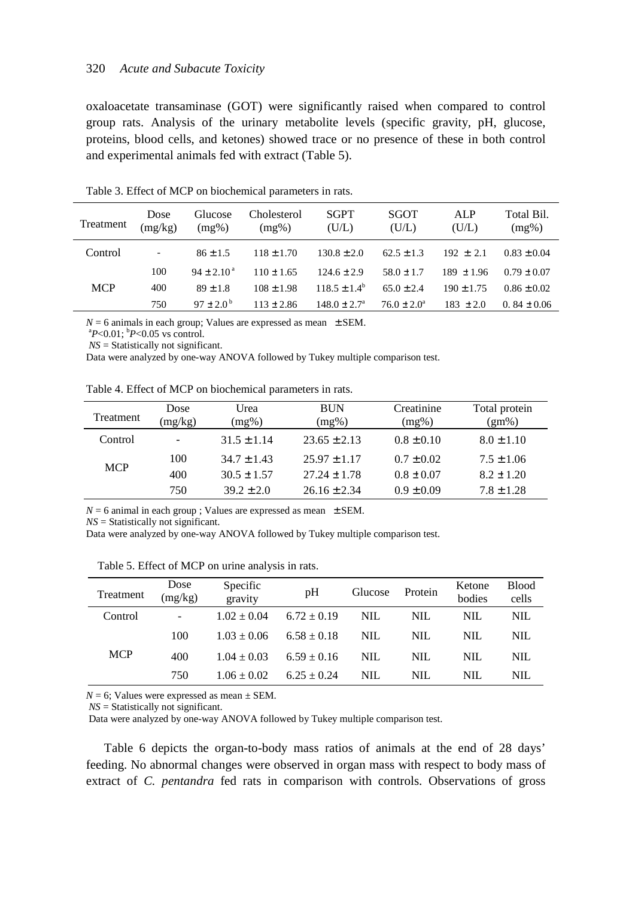oxaloacetate transaminase (GOT) were significantly raised when compared to control group rats. Analysis of the urinary metabolite levels (specific gravity, pH, glucose, proteins, blood cells, and ketones) showed trace or no presence of these in both control and experimental animals fed with extract (Table 5).

Table 3. Effect of MCP on biochemical parameters in rats.

| Treatment | Dose (mg/kg) | Glucose (mg%) | Cholesterol (mg%) | SGPT (U/L) | SGOT (U/L) | ALP (U/L) | Total Bil. (mg%) |
|---|---|---|---|---|---|---|---|
| Control | - | 86 ± 1.5 | 118 ± 1.70 | 130.8 ± 2.0 | 62.5 ± 1.3 | 192 ± 2.1 | 0.83 ± 0.04 |
| MCP | 100 | 94 ± 2.10 [a] | 110 ± 1.65 | 124.6 ± 2.9 | 58.0 ± 1.7 | 189 ± 1.96 | 0.79 ± 0.07 |
| | 400 | 89 ± 1.8 | 108 ± 1.98 | 118.5 ± 1.4 [b] | 65.0 ± 2.4 | 190 ± 1.75 | 0.86 ± 0.02 |
| | 750 | 97 ± 2.0 [b] | 113 ± 2.86 | 148.0 ± 2.7 [a] | 76.0 ± 2.0 [a] | 183 ± 2.0 | 0. 84 ± 0.06 |

$N = 6$ animals in each group; Values are expressed as mean ± SEM.
[a]$P<0.01$; [b]$P<0.05$ vs control.
*NS* = Statistically not significant.
Data were analyzed by one-way ANOVA followed by Tukey multiple comparison test.

Table 4. Effect of MCP on biochemical parameters in rats.

| Treatment | Dose (mg/kg) | Urea (mg%) | BUN (mg%) | Creatinine (mg%) | Total protein (gm%) |
|---|---|---|---|---|---|
| Control | - | 31.5 ± 1.14 | 23.65 ± 2.13 | 0.8 ± 0.10 | 8.0 ± 1.10 |
| MCP | 100 | 34.7 ± 1.43 | 25.97 ± 1.17 | 0.7 ± 0.02 | 7.5 ± 1.06 |
| | 400 | 30.5 ± 1.57 | 27.24 ± 1.78 | 0.8 ± 0.07 | 8.2 ± 1.20 |
| | 750 | 39.2 ± 2.0 | 26.16 ± 2.34 | 0.9 ± 0.09 | 7.8 ± 1.28 |

$N = 6$ animal in each group ; Values are expressed as mean ± SEM.
*NS* = Statistically not significant.
Data were analyzed by one-way ANOVA followed by Tukey multiple comparison test.

Table 5. Effect of MCP on urine analysis in rats.

| Treatment | Dose (mg/kg) | Specific gravity | pH | Glucose | Protein | Ketone bodies | Blood cells |
|---|---|---|---|---|---|---|---|
| Control | - | 1.02 ± 0.04 | 6.72 ± 0.19 | NIL | NIL | NIL | NIL |
| MCP | 100 | 1.03 ± 0.06 | 6.58 ± 0.18 | NIL | NIL | NIL | NIL |
| | 400 | 1.04 ± 0.03 | 6.59 ± 0.16 | NIL | NIL | NIL | NIL |
| | 750 | 1.06 ± 0.02 | 6.25 ± 0.24 | NIL | NIL | NIL | NIL |

$N = 6$; Values were expressed as mean ± SEM.
*NS* = Statistically not significant.
Data were analyzed by one-way ANOVA followed by Tukey multiple comparison test.

Table 6 depicts the organ-to-body mass ratios of animals at the end of 28 days' feeding. No abnormal changes were observed in organ mass with respect to body mass of extract of *C. pentandra* fed rats in comparison with controls. Observations of gross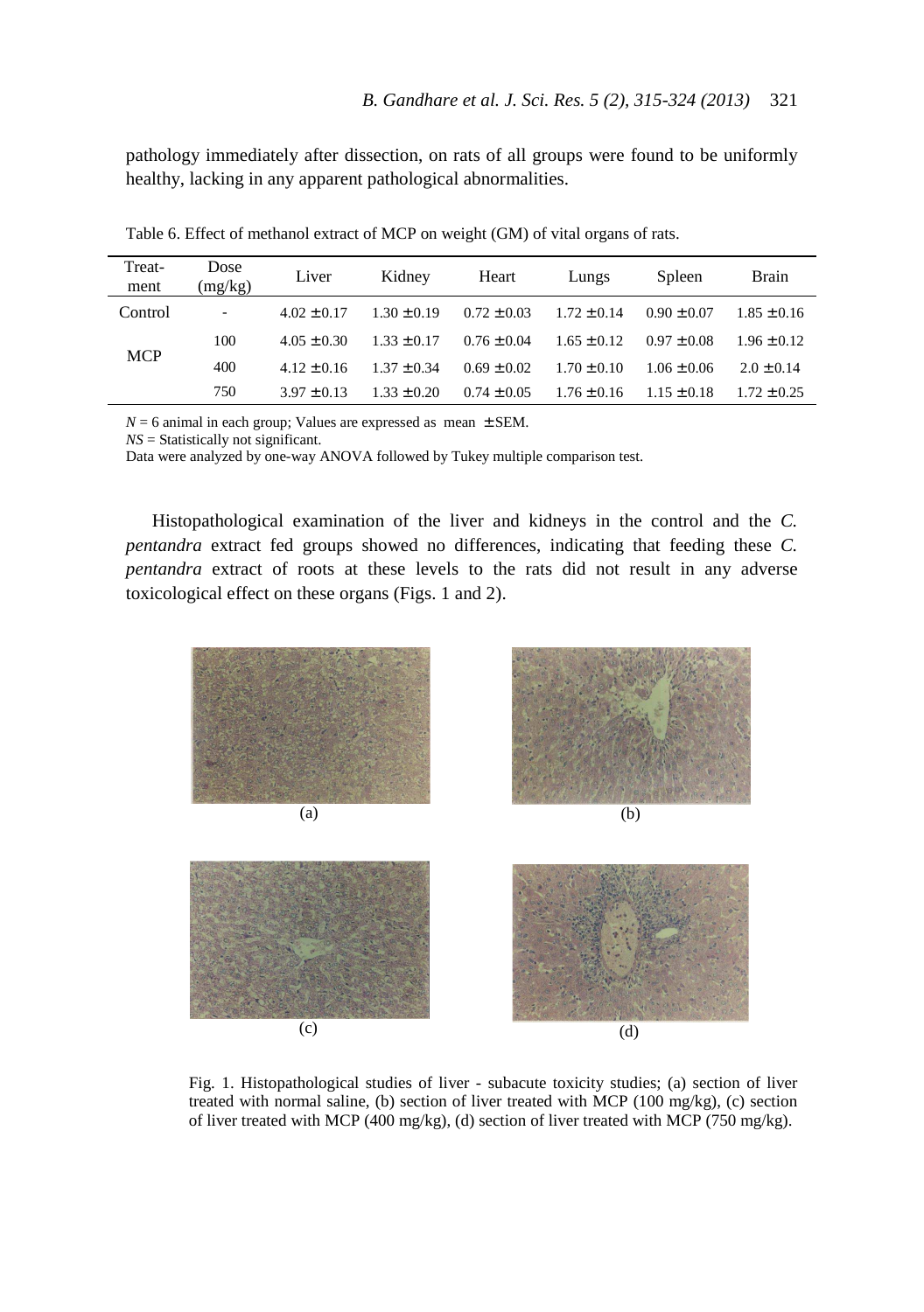pathology immediately after dissection, on rats of all groups were found to be uniformly healthy, lacking in any apparent pathological abnormalities.

Table 6. Effect of methanol extract of MCP on weight (GM) of vital organs of rats.

| Treat-ment | Dose (mg/kg) | Liver | Kidney | Heart | Lungs | Spleen | Brain |
|---|---|---|---|---|---|---|---|
| Control | - | 4.02 ± 0.17 | 1.30 ± 0.19 | 0.72 ± 0.03 | 1.72 ± 0.14 | 0.90 ± 0.07 | 1.85 ± 0.16 |
| MCP | 100 | 4.05 ± 0.30 | 1.33 ± 0.17 | 0.76 ± 0.04 | 1.65 ± 0.12 | 0.97 ± 0.08 | 1.96 ± 0.12 |
| | 400 | 4.12 ± 0.16 | 1.37 ± 0.34 | 0.69 ± 0.02 | 1.70 ± 0.10 | 1.06 ± 0.06 | 2.0 ± 0.14 |
| | 750 | 3.97 ± 0.13 | 1.33 ± 0.20 | 0.74 ± 0.05 | 1.76 ± 0.16 | 1.15 ± 0.18 | 1.72 ± 0.25 |

*N* = 6 animal in each group; Values are expressed as mean ± SEM.
*NS* = Statistically not significant.
Data were analyzed by one-way ANOVA followed by Tukey multiple comparison test.

Histopathological examination of the liver and kidneys in the control and the *C. pentandra* extract fed groups showed no differences, indicating that feeding these *C. pentandra* extract of roots at these levels to the rats did not result in any adverse toxicological effect on these organs (Figs. 1 and 2).

(a) (b) (c) (d)

Fig. 1. Histopathological studies of liver - subacute toxicity studies; (a) section of liver treated with normal saline, (b) section of liver treated with MCP (100 mg/kg), (c) section of liver treated with MCP (400 mg/kg), (d) section of liver treated with MCP (750 mg/kg).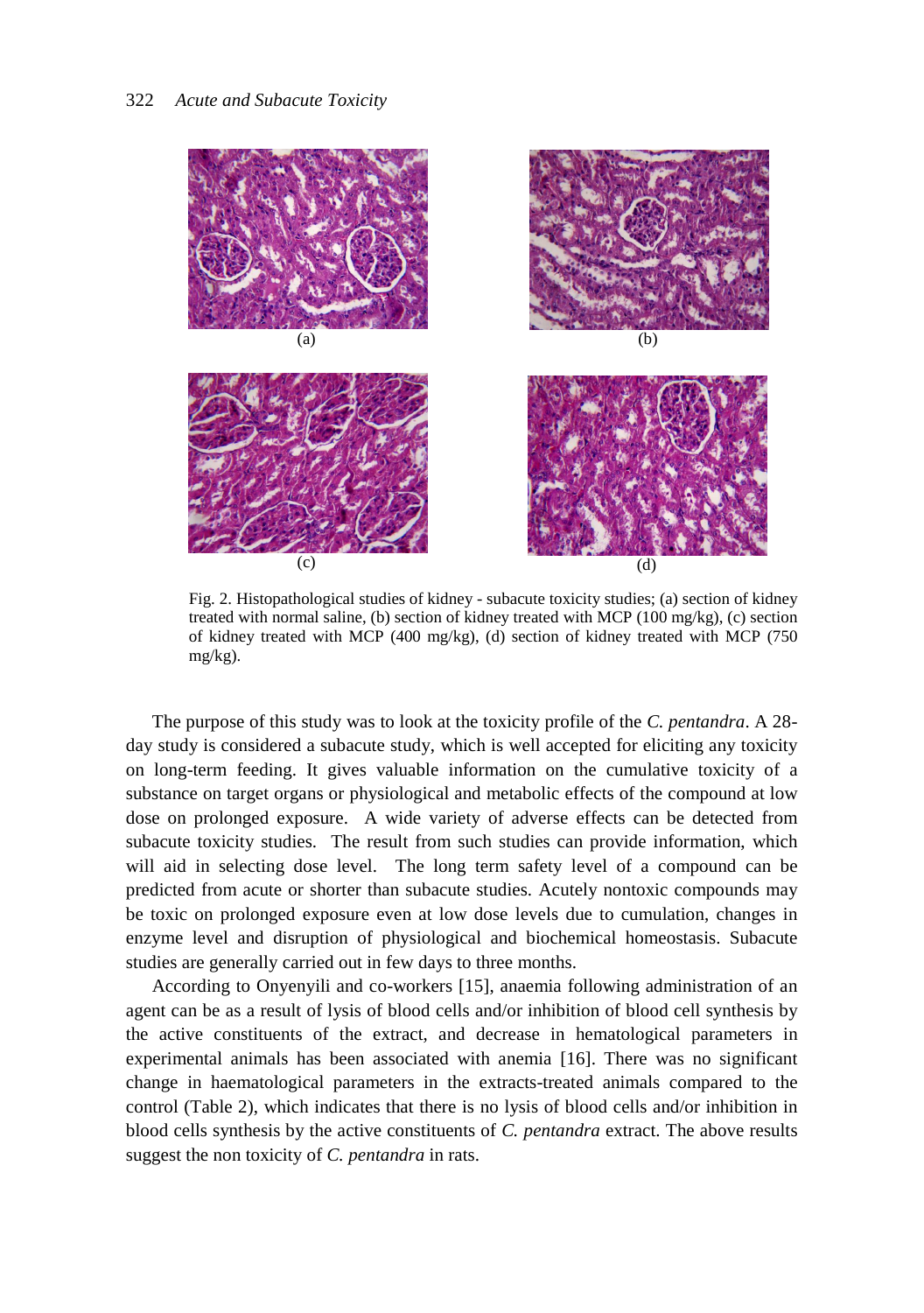(a)

(b)

(c)

(d)

Fig. 2. Histopathological studies of kidney - subacute toxicity studies; (a) section of kidney treated with normal saline, (b) section of kidney treated with MCP (100 mg/kg), (c) section of kidney treated with MCP (400 mg/kg), (d) section of kidney treated with MCP (750 mg/kg).

The purpose of this study was to look at the toxicity profile of the *C. pentandra*. A 28-day study is considered a subacute study, which is well accepted for eliciting any toxicity on long-term feeding. It gives valuable information on the cumulative toxicity of a substance on target organs or physiological and metabolic effects of the compound at low dose on prolonged exposure. A wide variety of adverse effects can be detected from subacute toxicity studies. The result from such studies can provide information, which will aid in selecting dose level. The long term safety level of a compound can be predicted from acute or shorter than subacute studies. Acutely nontoxic compounds may be toxic on prolonged exposure even at low dose levels due to cumulation, changes in enzyme level and disruption of physiological and biochemical homeostasis. Subacute studies are generally carried out in few days to three months.

According to Onyenyili and co-workers [15], anaemia following administration of an agent can be as a result of lysis of blood cells and/or inhibition of blood cell synthesis by the active constituents of the extract, and decrease in hematological parameters in experimental animals has been associated with anemia [16]. There was no significant change in haematological parameters in the extracts-treated animals compared to the control (Table 2), which indicates that there is no lysis of blood cells and/or inhibition in blood cells synthesis by the active constituents of *C. pentandra* extract. The above results suggest the non toxicity of *C. pentandra* in rats.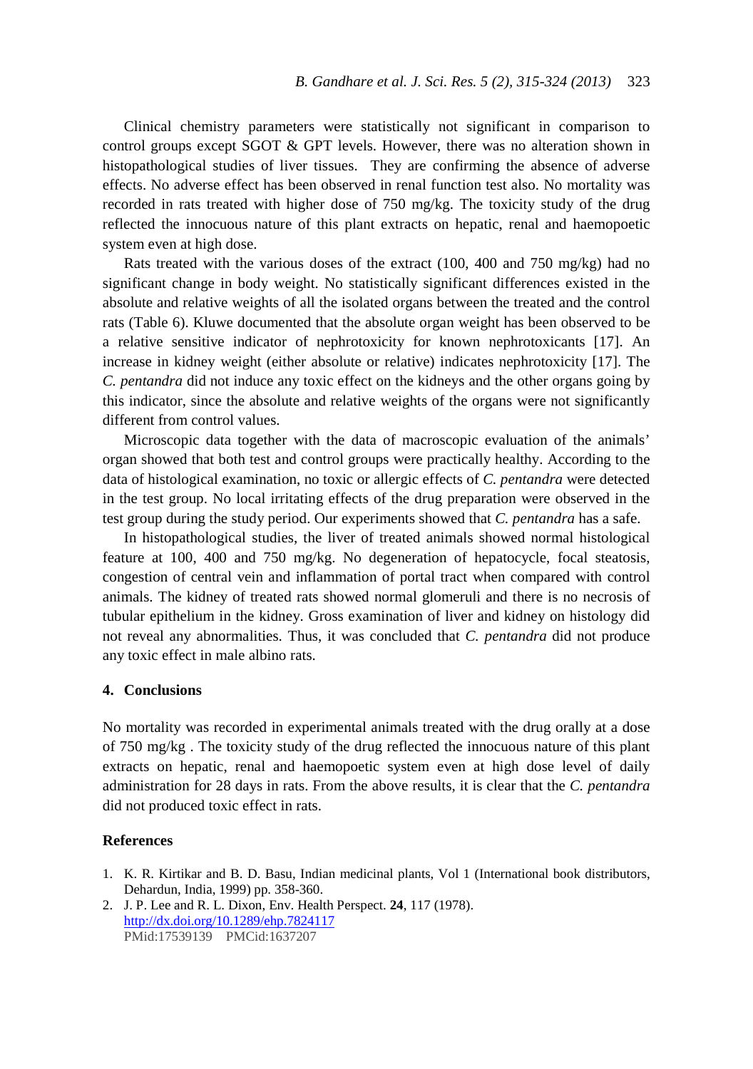Clinical chemistry parameters were statistically not significant in comparison to control groups except SGOT & GPT levels. However, there was no alteration shown in histopathological studies of liver tissues. They are confirming the absence of adverse effects. No adverse effect has been observed in renal function test also. No mortality was recorded in rats treated with higher dose of 750 mg/kg. The toxicity study of the drug reflected the innocuous nature of this plant extracts on hepatic, renal and haemopoetic system even at high dose.

Rats treated with the various doses of the extract (100, 400 and 750 mg/kg) had no significant change in body weight. No statistically significant differences existed in the absolute and relative weights of all the isolated organs between the treated and the control rats (Table 6). Kluwe documented that the absolute organ weight has been observed to be a relative sensitive indicator of nephrotoxicity for known nephrotoxicants [17]. An increase in kidney weight (either absolute or relative) indicates nephrotoxicity [17]. The *C. pentandra* did not induce any toxic effect on the kidneys and the other organs going by this indicator, since the absolute and relative weights of the organs were not significantly different from control values.

Microscopic data together with the data of macroscopic evaluation of the animals' organ showed that both test and control groups were practically healthy. According to the data of histological examination, no toxic or allergic effects of *C. pentandra* were detected in the test group. No local irritating effects of the drug preparation were observed in the test group during the study period. Our experiments showed that *C. pentandra* has a safe.

In histopathological studies, the liver of treated animals showed normal histological feature at 100, 400 and 750 mg/kg. No degeneration of hepatocycle, focal steatosis, congestion of central vein and inflammation of portal tract when compared with control animals. The kidney of treated rats showed normal glomeruli and there is no necrosis of tubular epithelium in the kidney. Gross examination of liver and kidney on histology did not reveal any abnormalities. Thus, it was concluded that *C. pentandra* did not produce any toxic effect in male albino rats.

## 4. Conclusions

No mortality was recorded in experimental animals treated with the drug orally at a dose of 750 mg/kg . The toxicity study of the drug reflected the innocuous nature of this plant extracts on hepatic, renal and haemopoetic system even at high dose level of daily administration for 28 days in rats. From the above results, it is clear that the *C. pentandra* did not produced toxic effect in rats.

## References

1. K. R. Kirtikar and B. D. Basu, Indian medicinal plants, Vol 1 (International book distributors, Dehardun, India, 1999) pp. 358-360.
2. J. P. Lee and R. L. Dixon, Env. Health Perspect. **24**, 117 (1978). http://dx.doi.org/10.1289/ehp.7824117 PMid:17539139 PMCid:1637207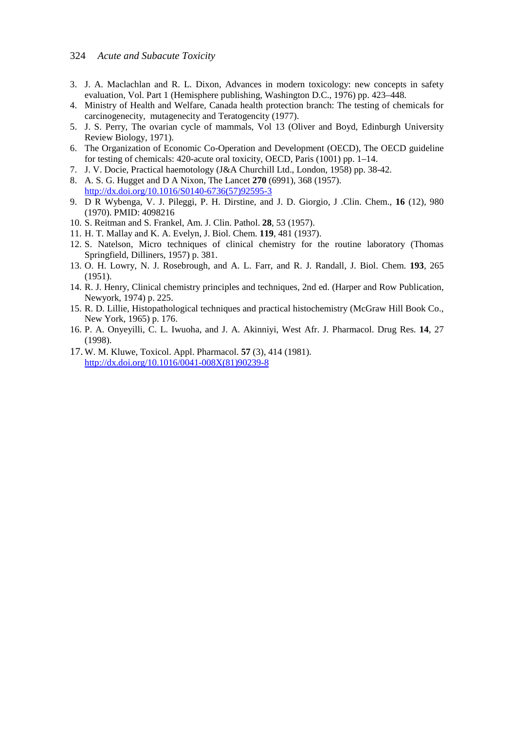3. J. A. Maclachlan and R. L. Dixon, Advances in modern toxicology: new concepts in safety evaluation, Vol. Part 1 (Hemisphere publishing, Washington D.C., 1976) pp. 423–448.
4. Ministry of Health and Welfare, Canada health protection branch: The testing of chemicals for carcinogenecity, mutagenecity and Teratogencity (1977).
5. J. S. Perry, The ovarian cycle of mammals, Vol 13 (Oliver and Boyd, Edinburgh University Review Biology, 1971).
6. The Organization of Economic Co-Operation and Development (OECD), The OECD guideline for testing of chemicals: 420-acute oral toxicity, OECD, Paris (1001) pp. 1–14.
7. J. V. Docie, Practical haemotology (J&A Churchill Ltd., London, 1958) pp. 38-42.
8. A. S. G. Hugget and D A Nixon, The Lancet **270** (6991), 368 (1957). http://dx.doi.org/10.1016/S0140-6736(57)92595-3
9. D R Wybenga, V. J. Pileggi, P. H. Dirstine, and J. D. Giorgio, J .Clin. Chem., **16** (12), 980 (1970). PMID: 4098216
10. S. Reitman and S. Frankel, Am. J. Clin. Pathol. **28**, 53 (1957).
11. H. T. Mallay and K. A. Evelyn, J. Biol. Chem. **119**, 481 (1937).
12. S. Natelson, Micro techniques of clinical chemistry for the routine laboratory (Thomas Springfield, Dilliners, 1957) p. 381.
13. O. H. Lowry, N. J. Rosebrough, and A. L. Farr, and R. J. Randall, J. Biol. Chem. **193**, 265 (1951).
14. R. J. Henry, Clinical chemistry principles and techniques, 2nd ed. (Harper and Row Publication, Newyork, 1974) p. 225.
15. R. D. Lillie, Histopathological techniques and practical histochemistry (McGraw Hill Book Co., New York, 1965) p. 176.
16. P. A. Onyeyilli, C. L. Iwuoha, and J. A. Akinniyi, West Afr. J. Pharmacol. Drug Res. **14**, 27 (1998).
17. W. M. Kluwe, Toxicol. Appl. Pharmacol. **57** (3), 414 (1981). http://dx.doi.org/10.1016/0041-008X(81)90239-8